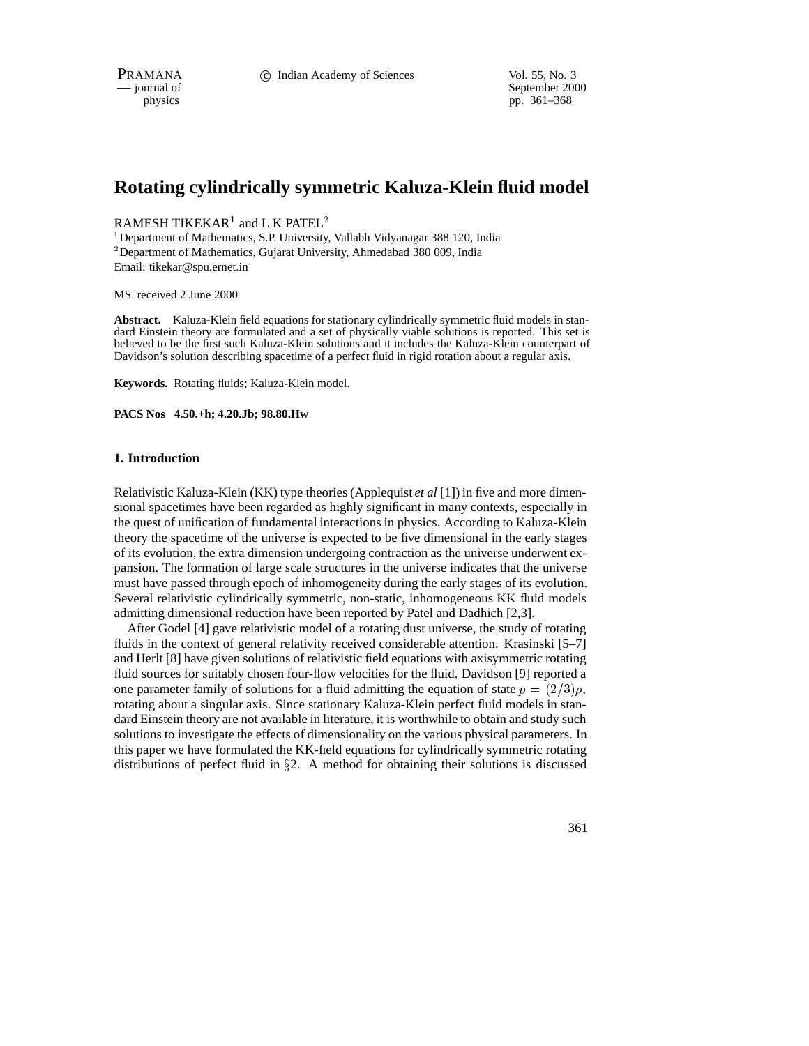# Rotating cylindrically symmetric Kaluza-Klein fluid model

RAMESH TIKEKAR[1] and L K PATEL[2]

[1] Department of Mathematics, S.P. University, Vallabh Vidyanagar 388 120, India
[2] Department of Mathematics, Gujarat University, Ahmedabad 380 009, India
Email: tikekar@spu.ernet.in

MS received 2 June 2000

**Abstract.** Kaluza-Klein field equations for stationary cylindrically symmetric fluid models in standard Einstein theory are formulated and a set of physically viable solutions is reported. This set is believed to be the first such Kaluza-Klein solutions and it includes the Kaluza-Klein counterpart of Davidson's solution describing spacetime of a perfect fluid in rigid rotation about a regular axis.

**Keywords.** Rotating fluids; Kaluza-Klein model.

**PACS Nos 4.50.+h; 4.20.Jb; 98.80.Hw**

## 1. Introduction

Relativistic Kaluza-Klein (KK) type theories (Applequist *et al* [1]) in five and more dimensional spacetimes have been regarded as highly significant in many contexts, especially in the quest of unification of fundamental interactions in physics. According to Kaluza-Klein theory the spacetime of the universe is expected to be five dimensional in the early stages of its evolution, the extra dimension undergoing contraction as the universe underwent expansion. The formation of large scale structures in the universe indicates that the universe must have passed through epoch of inhomogeneity during the early stages of its evolution. Several relativistic cylindrically symmetric, non-static, inhomogeneous KK fluid models admitting dimensional reduction have been reported by Patel and Dadhich [2,3].

After Godel [4] gave relativistic model of a rotating dust universe, the study of rotating fluids in the context of general relativity received considerable attention. Krasinski [5–7] and Herlt [8] have given solutions of relativistic field equations with axisymmetric rotating fluid sources for suitably chosen four-flow velocities for the fluid. Davidson [9] reported a one parameter family of solutions for a fluid admitting the equation of state $p = (2/3)\rho$, rotating about a singular axis. Since stationary Kaluza-Klein perfect fluid models in standard Einstein theory are not available in literature, it is worthwhile to obtain and study such solutions to investigate the effects of dimensionality on the various physical parameters. In this paper we have formulated the KK-field equations for cylindrically symmetric rotating distributions of perfect fluid in §2. A method for obtaining their solutions is discussed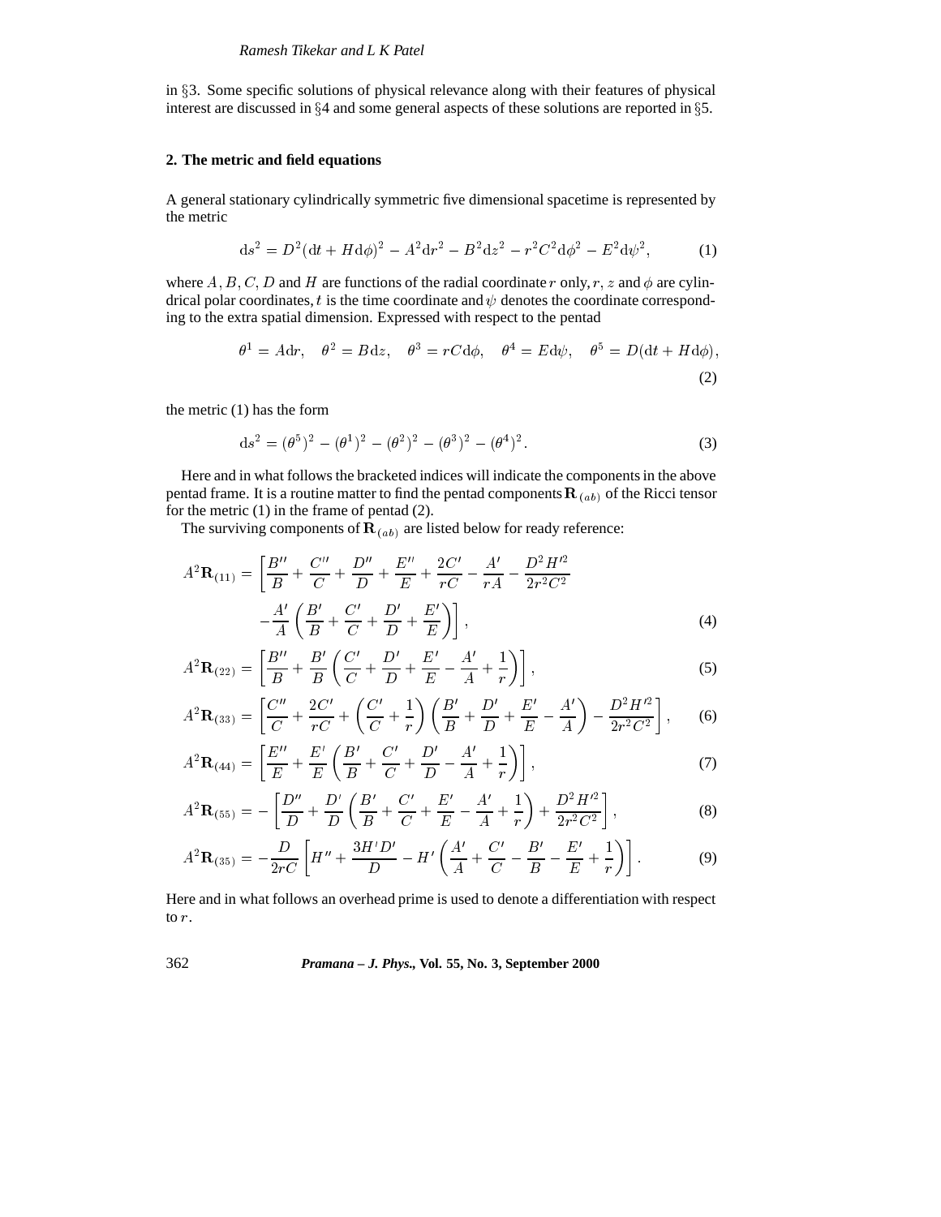in §3. Some specific solutions of physical relevance along with their features of physical interest are discussed in §4 and some general aspects of these solutions are reported in §5.

## 2. The metric and field equations

A general stationary cylindrically symmetric five dimensional spacetime is represented by the metric

$$\mathrm{d}s^2 = D^2(\mathrm{d}t + H\mathrm{d}\phi)^2 - A^2\mathrm{d}r^2 - B^2\mathrm{d}z^2 - r^2C^2\mathrm{d}\phi^2 - E^2\mathrm{d}\psi^2, \tag{1}$$

where $A, B, C, D$ and $H$ are functions of the radial coordinate $r$ only, $r, z$ and $\phi$ are cylindrical polar coordinates, $t$ is the time coordinate and $\psi$ denotes the coordinate corresponding to the extra spatial dimension. Expressed with respect to the pentad

$$\theta^1 = A\mathrm{d}r, \quad \theta^2 = B\mathrm{d}z, \quad \theta^3 = rC\mathrm{d}\phi, \quad \theta^4 = E\mathrm{d}\psi, \quad \theta^5 = D(\mathrm{d}t + H\mathrm{d}\phi), \tag{2}$$

the metric (1) has the form

$$\mathrm{d}s^2 = (\theta^5)^2 - (\theta^1)^2 - (\theta^2)^2 - (\theta^3)^2 - (\theta^4)^2. \tag{3}$$

Here and in what follows the bracketed indices will indicate the components in the above pentad frame. It is a routine matter to find the pentad components $\mathbf{R}_{(ab)}$ of the Ricci tensor for the metric (1) in the frame of pentad (2).

The surviving components of $\mathbf{R}_{(ab)}$ are listed below for ready reference:

$$A^2\mathbf{R}_{(11)} = \left[\frac{B''}{B} + \frac{C''}{C} + \frac{D''}{D} + \frac{E''}{E} + \frac{2C'}{rC} - \frac{A'}{rA} - \frac{D^2H'^2}{2r^2C^2} - \frac{A'}{A}\left(\frac{B'}{B} + \frac{C'}{C} + \frac{D'}{D} + \frac{E'}{E}\right)\right], \tag{4}$$

$$A^2\mathbf{R}_{(22)} = \left[\frac{B''}{B} + \frac{B'}{B}\left(\frac{C'}{C} + \frac{D'}{D} + \frac{E'}{E} - \frac{A'}{A} + \frac{1}{r}\right)\right], \tag{5}$$

$$A^2\mathbf{R}_{(33)} = \left[\frac{C''}{C} + \frac{2C'}{rC} + \left(\frac{C'}{C} + \frac{1}{r}\right)\left(\frac{B'}{B} + \frac{D'}{D} + \frac{E'}{E} - \frac{A'}{A}\right) - \frac{D^2H'^2}{2r^2C^2}\right], \tag{6}$$

$$A^2\mathbf{R}_{(44)} = \left[\frac{E''}{E} + \frac{E'}{E}\left(\frac{B'}{B} + \frac{C'}{C} + \frac{D'}{D} - \frac{A'}{A} + \frac{1}{r}\right)\right], \tag{7}$$

$$A^2\mathbf{R}_{(55)} = -\left[\frac{D''}{D} + \frac{D'}{D}\left(\frac{B'}{B} + \frac{C'}{C} + \frac{E'}{E} - \frac{A'}{A} + \frac{1}{r}\right) + \frac{D^2H'^2}{2r^2C^2}\right], \tag{8}$$

$$A^2\mathbf{R}_{(35)} = -\frac{D}{2rC}\left[H'' + \frac{3H'D'}{D} - H'\left(\frac{A'}{A} + \frac{C'}{C} - \frac{B'}{B} - \frac{E'}{E} + \frac{1}{r}\right)\right]. \tag{9}$$

Here and in what follows an overhead prime is used to denote a differentiation with respect to $r$.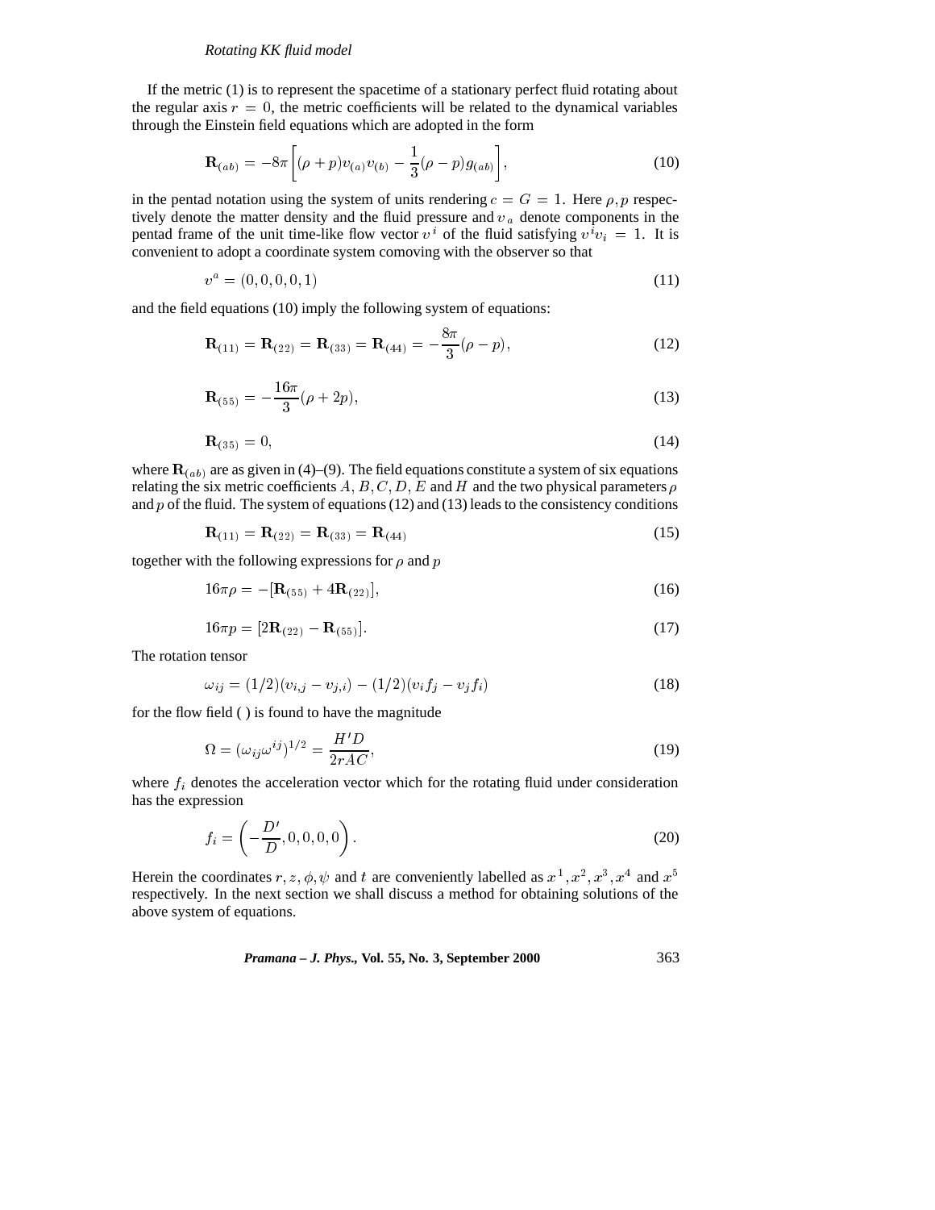If the metric (1) is to represent the spacetime of a stationary perfect fluid rotating about the regular axis $r = 0$, the metric coefficients will be related to the dynamical variables through the Einstein field equations which are adopted in the form

$$\mathbf{R}_{(ab)} = -8\pi\left[(\rho + p)v_{(a)}v_{(b)} - \frac{1}{3}(\rho - p)g_{(ab)}\right], \tag{10}$$

in the pentad notation using the system of units rendering $c = G = 1$. Here $\rho, p$ respectively denote the matter density and the fluid pressure and $v_a$ denote components in the pentad frame of the unit time-like flow vector $v^i$ of the fluid satisfying $v^i v_i = 1$. It is convenient to adopt a coordinate system comoving with the observer so that

$$v^a = (0, 0, 0, 0, 1) \tag{11}$$

and the field equations (10) imply the following system of equations:

$$\mathbf{R}_{(11)} = \mathbf{R}_{(22)} = \mathbf{R}_{(33)} = \mathbf{R}_{(44)} = -\frac{8\pi}{3}(\rho - p), \tag{12}$$

$$\mathbf{R}_{(55)} = -\frac{16\pi}{3}(\rho + 2p), \tag{13}$$

$$\mathbf{R}_{(35)} = 0, \tag{14}$$

where $\mathbf{R}_{(ab)}$ are as given in (4)–(9). The field equations constitute a system of six equations relating the six metric coefficients $A, B, C, D, E$ and $H$ and the two physical parameters $\rho$ and $p$ of the fluid. The system of equations (12) and (13) leads to the consistency conditions

$$\mathbf{R}_{(11)} = \mathbf{R}_{(22)} = \mathbf{R}_{(33)} = \mathbf{R}_{(44)} \tag{15}$$

together with the following expressions for $\rho$ and $p$

$$16\pi\rho = -[\mathbf{R}_{(55)} + 4\mathbf{R}_{(22)}], \tag{16}$$

$$16\pi p = [2\mathbf{R}_{(22)} - \mathbf{R}_{(55)}]. \tag{17}$$

The rotation tensor

$$\omega_{ij} = (1/2)(v_{i,j} - v_{j,i}) - (1/2)(v_i f_j - v_j f_i) \tag{18}$$

for the flow field ( ) is found to have the magnitude

$$\Omega = (\omega_{ij}\omega^{ij})^{1/2} = \frac{H'D}{2rAC}, \tag{19}$$

where $f_i$ denotes the acceleration vector which for the rotating fluid under consideration has the expression

$$f_i = \left(-\frac{D'}{D}, 0, 0, 0, 0\right). \tag{20}$$

Herein the coordinates $r, z, \phi, \psi$ and $t$ are conveniently labelled as $x^1, x^2, x^3, x^4$ and $x^5$ respectively. In the next section we shall discuss a method for obtaining solutions of the above system of equations.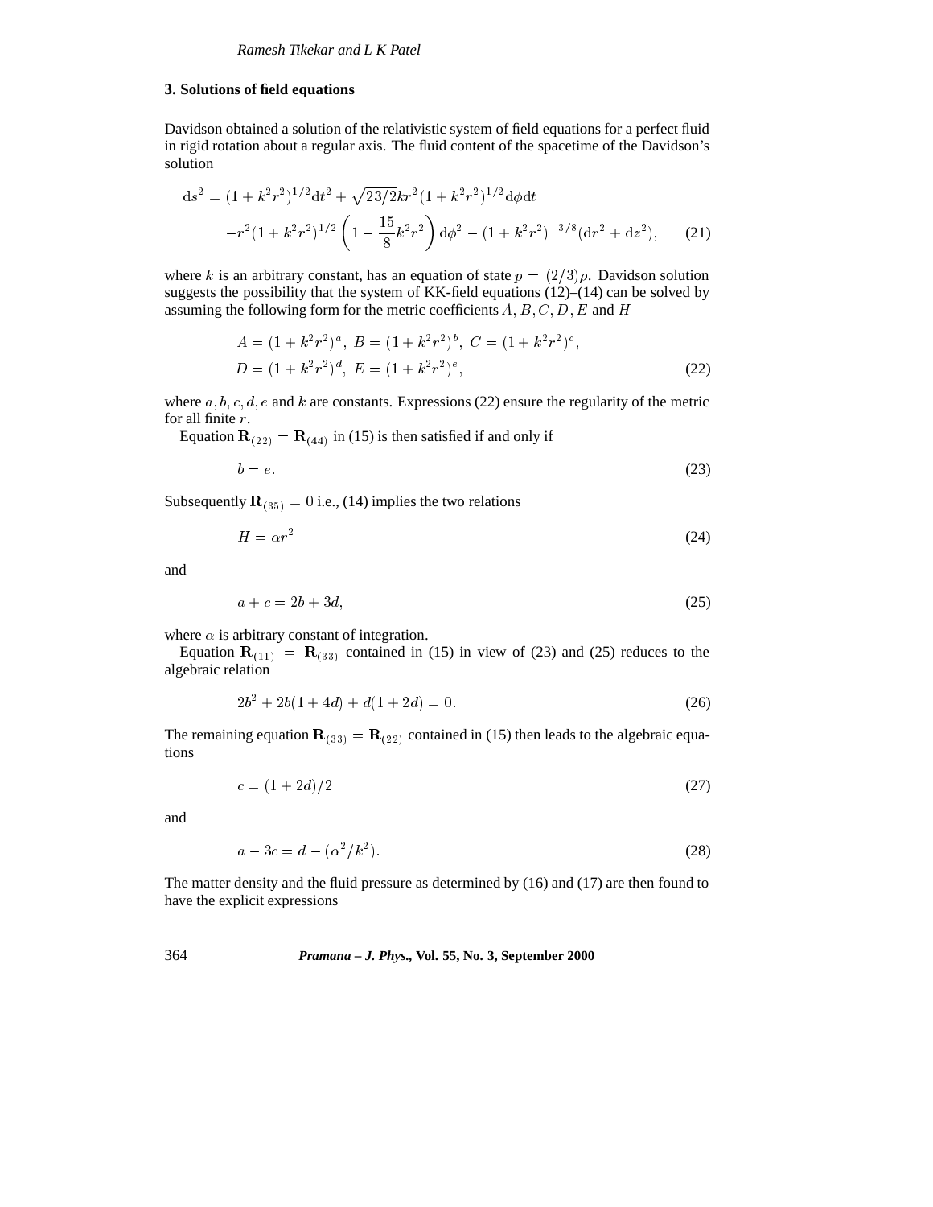## 3. Solutions of field equations

Davidson obtained a solution of the relativistic system of field equations for a perfect fluid in rigid rotation about a regular axis. The fluid content of the spacetime of the Davidson's solution

$$\begin{aligned}\mathrm{d}s^2 &= (1+k^2r^2)^{1/2}\mathrm{d}t^2 + \sqrt{23/2}kr^2(1+k^2r^2)^{1/2}\mathrm{d}\phi\mathrm{d}t \\ &\quad - r^2(1+k^2r^2)^{1/2}\left(1-\frac{15}{8}k^2r^2\right)\mathrm{d}\phi^2 - (1+k^2r^2)^{-3/8}(\mathrm{d}r^2+\mathrm{d}z^2), \qquad (21)\end{aligned}$$

where $k$ is an arbitrary constant, has an equation of state $p = (2/3)\rho$. Davidson solution suggests the possibility that the system of KK-field equations (12)–(14) can be solved by assuming the following form for the metric coefficients $A, B, C, D, E$ and $H$

$$\begin{aligned}&A = (1+k^2r^2)^a,\; B = (1+k^2r^2)^b,\; C = (1+k^2r^2)^c, \\ &D = (1+k^2r^2)^d,\; E = (1+k^2r^2)^e, \qquad (22)\end{aligned}$$

where $a, b, c, d, e$ and $k$ are constants. Expressions (22) ensure the regularity of the metric for all finite $r$.

Equation $\mathbf{R}_{(22)} = \mathbf{R}_{(44)}$ in (15) is then satisfied if and only if

$$b = e. \qquad (23)$$

Subsequently $\mathbf{R}_{(35)} = 0$ i.e., (14) implies the two relations

$$H = \alpha r^2 \qquad (24)$$

and

$$a + c = 2b + 3d, \qquad (25)$$

where $\alpha$ is arbitrary constant of integration.

Equation $\mathbf{R}_{(11)} = \mathbf{R}_{(33)}$ contained in (15) in view of (23) and (25) reduces to the algebraic relation

$$2b^2 + 2b(1+4d) + d(1+2d) = 0. \qquad (26)$$

The remaining equation $\mathbf{R}_{(33)} = \mathbf{R}_{(22)}$ contained in (15) then leads to the algebraic equations

$$c = (1+2d)/2 \qquad (27)$$

and

$$a - 3c = d - (\alpha^2/k^2). \qquad (28)$$

The matter density and the fluid pressure as determined by (16) and (17) are then found to have the explicit expressions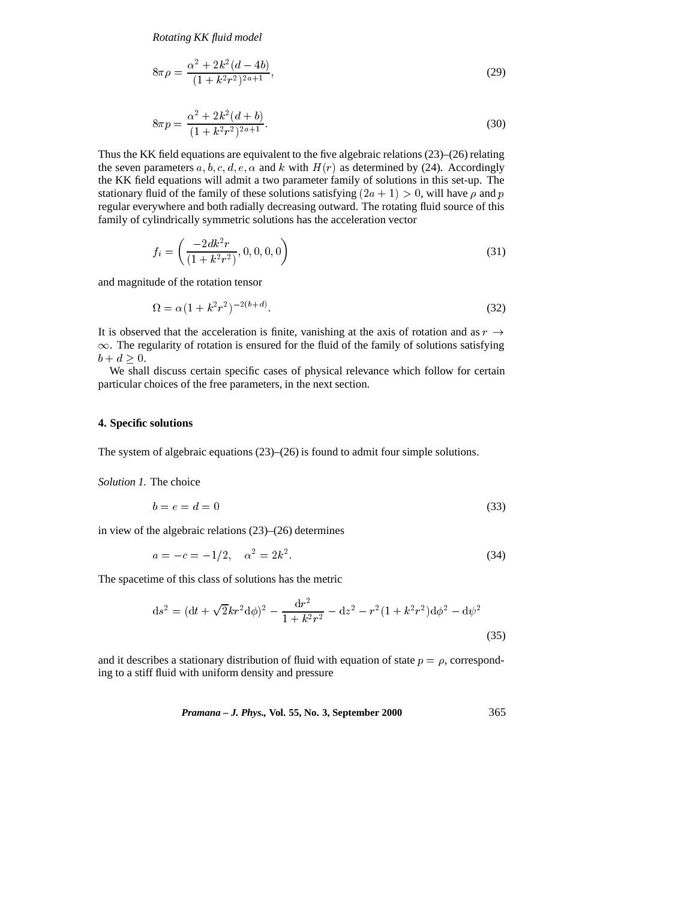$$8\pi\rho = \frac{\alpha^2 + 2k^2(d-4b)}{(1+k^2r^2)^{2a+1}}, \tag{29}$$

$$8\pi p = \frac{\alpha^2 + 2k^2(d+b)}{(1+k^2r^2)^{2a+1}}. \tag{30}$$

Thus the KK field equations are equivalent to the five algebraic relations (23)–(26) relating the seven parameters $a, b, c, d, e, \alpha$ and $k$ with $H(r)$ as determined by (24). Accordingly the KK field equations will admit a two parameter family of solutions in this set-up. The stationary fluid of the family of these solutions satisfying $(2a+1) > 0$, will have $\rho$ and $p$ regular everywhere and both radially decreasing outward. The rotating fluid source of this family of cylindrically symmetric solutions has the acceleration vector

$$f_i = \left( \frac{-2dk^2 r}{(1+k^2r^2)}, 0, 0, 0, 0 \right) \tag{31}$$

and magnitude of the rotation tensor

$$\Omega = \alpha(1+k^2r^2)^{-2(b+d)}. \tag{32}$$

It is observed that the acceleration is finite, vanishing at the axis of rotation and as $r \to \infty$. The regularity of rotation is ensured for the fluid of the family of solutions satisfying $b + d \geq 0$.

We shall discuss certain specific cases of physical relevance which follow for certain particular choices of the free parameters, in the next section.

## 4. Specific solutions

The system of algebraic equations (23)–(26) is found to admit four simple solutions.

*Solution 1.* The choice

$$b = e = d = 0 \tag{33}$$

in view of the algebraic relations (23)–(26) determines

$$a = -c = -1/2, \quad \alpha^2 = 2k^2. \tag{34}$$

The spacetime of this class of solutions has the metric

$$\mathrm{d}s^2 = (\mathrm{d}t + \sqrt{2}kr^2\mathrm{d}\phi)^2 - \frac{\mathrm{d}r^2}{1+k^2r^2} - \mathrm{d}z^2 - r^2(1+k^2r^2)\mathrm{d}\phi^2 - \mathrm{d}\psi^2 \tag{35}$$

and it describes a stationary distribution of fluid with equation of state $p = \rho$, corresponding to a stiff fluid with uniform density and pressure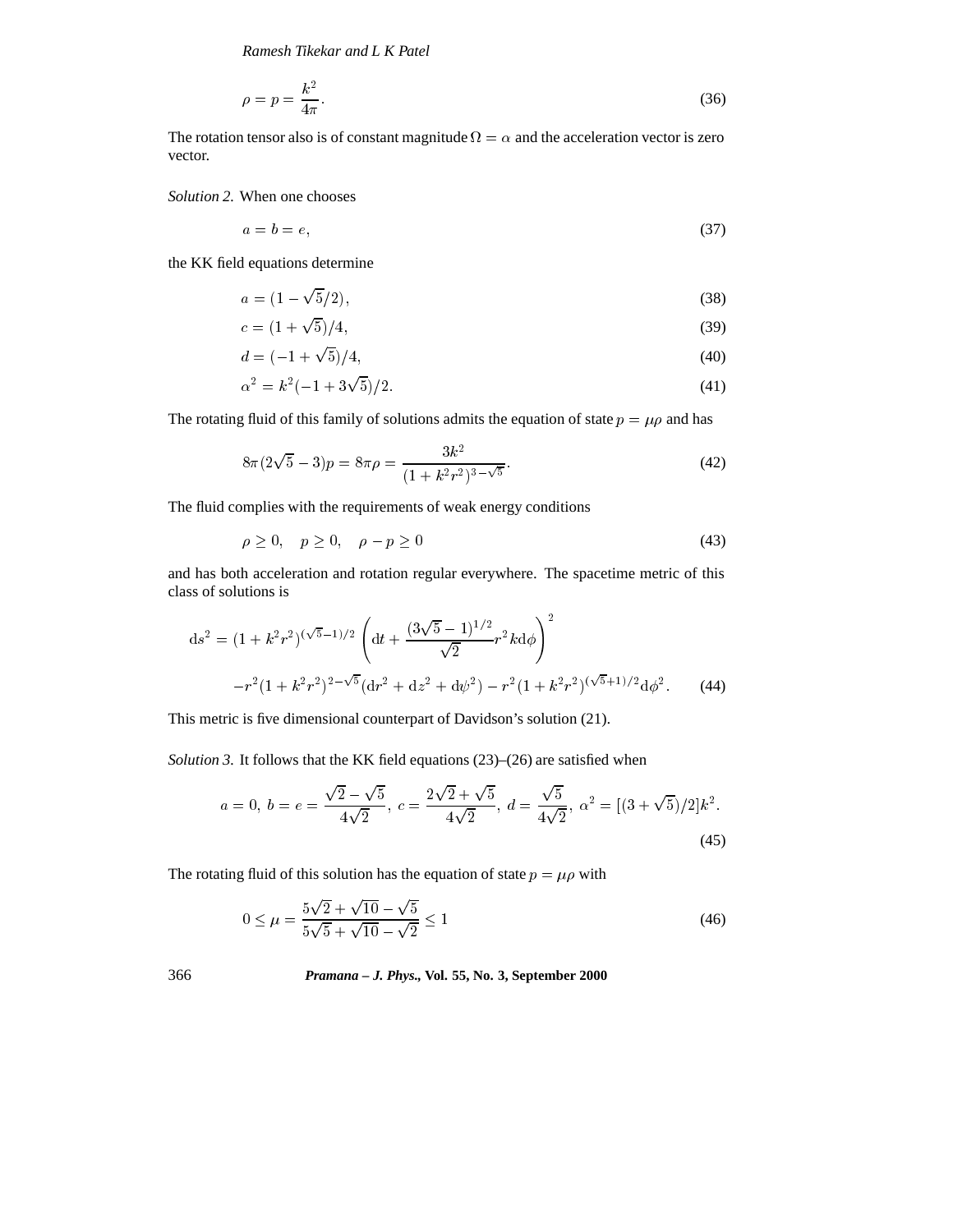$$\rho = p = \frac{k^2}{4\pi}. \tag{36}$$

The rotation tensor also is of constant magnitude $\Omega = \alpha$ and the acceleration vector is zero vector.

*Solution 2.* When one chooses

$$a = b = e, \tag{37}$$

the KK field equations determine

$$a = (1 - \sqrt{5}/2), \tag{38}$$

$$c = (1 + \sqrt{5})/4, \tag{39}$$

$$d = (-1 + \sqrt{5})/4, \tag{40}$$

$$\alpha^2 = k^2(-1 + 3\sqrt{5})/2. \tag{41}$$

The rotating fluid of this family of solutions admits the equation of state $p = \mu\rho$ and has

$$8\pi(2\sqrt{5} - 3)p = 8\pi\rho = \frac{3k^2}{(1 + k^2r^2)^{3-\sqrt{5}}}. \tag{42}$$

The fluid complies with the requirements of weak energy conditions

$$\rho \geq 0, \quad p \geq 0, \quad \rho - p \geq 0 \tag{43}$$

and has both acceleration and rotation regular everywhere. The spacetime metric of this class of solutions is

$$\begin{aligned} \mathrm{d}s^2 = &(1 + k^2r^2)^{(\sqrt{5}-1)/2} \left(\mathrm{d}t + \frac{(3\sqrt{5} - 1)^{1/2}}{\sqrt{2}} r^2 k \mathrm{d}\phi\right)^2 \\ &- r^2(1 + k^2r^2)^{2-\sqrt{5}}(\mathrm{d}r^2 + \mathrm{d}z^2 + \mathrm{d}\psi^2) - r^2(1 + k^2r^2)^{(\sqrt{5}+1)/2}\mathrm{d}\phi^2. \end{aligned} \tag{44}$$

This metric is five dimensional counterpart of Davidson's solution (21).

*Solution 3.* It follows that the KK field equations (23)–(26) are satisfied when

$$a = 0,\ b = e = \frac{\sqrt{2} - \sqrt{5}}{4\sqrt{2}},\ c = \frac{2\sqrt{2} + \sqrt{5}}{4\sqrt{2}},\ d = \frac{\sqrt{5}}{4\sqrt{2}},\ \alpha^2 = [(3 + \sqrt{5})/2]k^2. \tag{45}$$

The rotating fluid of this solution has the equation of state $p = \mu\rho$ with

$$0 \leq \mu = \frac{5\sqrt{2} + \sqrt{10} - \sqrt{5}}{5\sqrt{5} + \sqrt{10} - \sqrt{2}} \leq 1 \tag{46}$$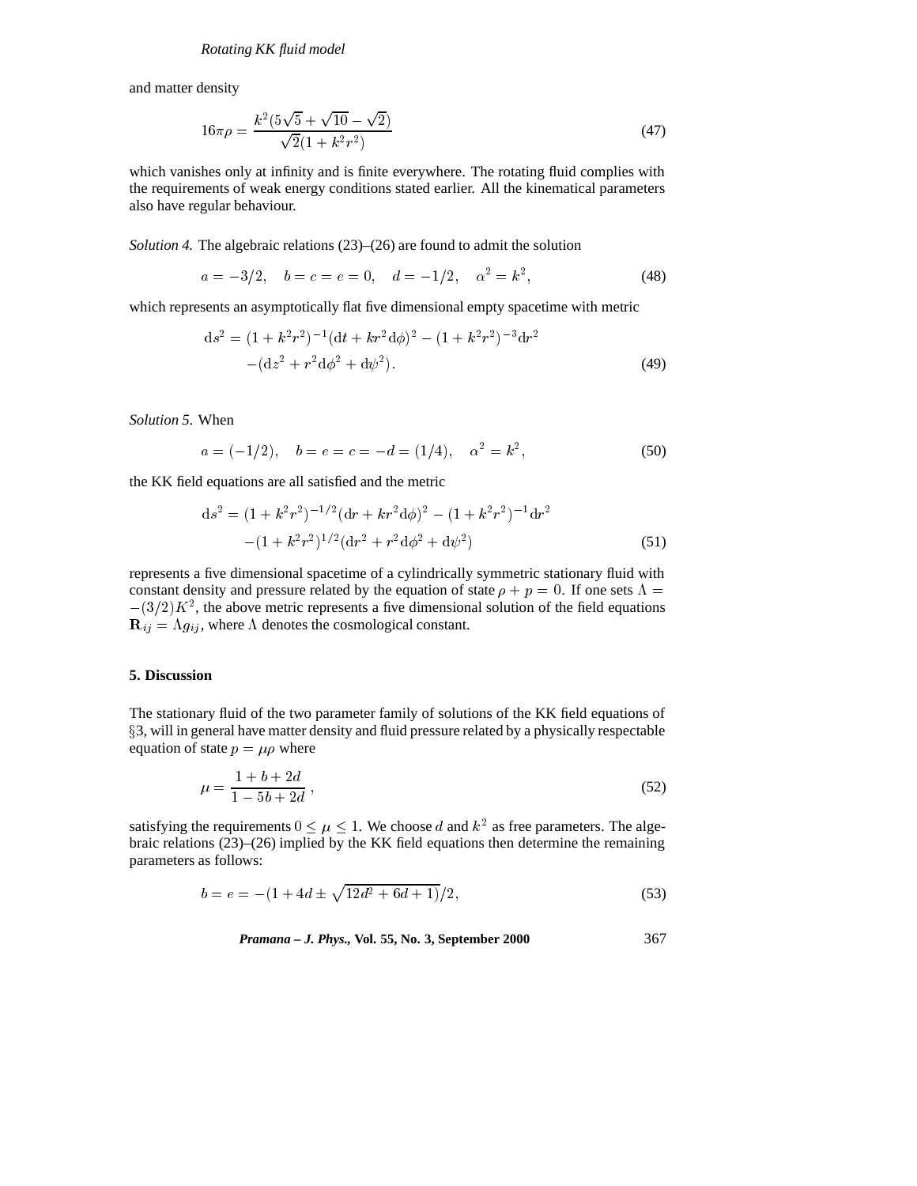and matter density

$$16\pi\rho = \frac{k^2(5\sqrt{5} + \sqrt{10} - \sqrt{2})}{\sqrt{2}(1 + k^2r^2)} \tag{47}$$

which vanishes only at infinity and is finite everywhere. The rotating fluid complies with the requirements of weak energy conditions stated earlier. All the kinematical parameters also have regular behaviour.

*Solution 4.* The algebraic relations (23)–(26) are found to admit the solution

$$a = -3/2, \quad b = c = e = 0, \quad d = -1/2, \quad \alpha^2 = k^2, \tag{48}$$

which represents an asymptotically flat five dimensional empty spacetime with metric

$$\begin{aligned} \mathrm{d}s^2 &= (1 + k^2r^2)^{-1}(\mathrm{d}t + kr^2\mathrm{d}\phi)^2 - (1 + k^2r^2)^{-3}\mathrm{d}r^2 \\ &\quad -(\mathrm{d}z^2 + r^2\mathrm{d}\phi^2 + \mathrm{d}\psi^2). \end{aligned} \tag{49}$$

*Solution 5.* When

$$a = (-1/2), \quad b = e = c = -d = (1/4), \quad \alpha^2 = k^2, \tag{50}$$

the KK field equations are all satisfied and the metric

$$\begin{aligned} \mathrm{d}s^2 &= (1 + k^2r^2)^{-1/2}(\mathrm{d}r + kr^2\mathrm{d}\phi)^2 - (1 + k^2r^2)^{-1}\mathrm{d}r^2 \\ &\quad -(1 + k^2r^2)^{1/2}(\mathrm{d}r^2 + r^2\mathrm{d}\phi^2 + \mathrm{d}\psi^2) \end{aligned} \tag{51}$$

represents a five dimensional spacetime of a cylindrically symmetric stationary fluid with constant density and pressure related by the equation of state $\rho + p = 0$. If one sets $\Lambda = -(3/2)K^2$, the above metric represents a five dimensional solution of the field equations $\mathbf{R}_{ij} = \Lambda g_{ij}$, where $\Lambda$ denotes the cosmological constant.

## 5. Discussion

The stationary fluid of the two parameter family of solutions of the KK field equations of §3, will in general have matter density and fluid pressure related by a physically respectable equation of state $p = \mu\rho$ where

$$\mu = \frac{1 + b + 2d}{1 - 5b + 2d}, \tag{52}$$

satisfying the requirements $0 \leq \mu \leq 1$. We choose $d$ and $k^2$ as free parameters. The algebraic relations (23)–(26) implied by the KK field equations then determine the remaining parameters as follows:

$$b = e = -(1 + 4d \pm \sqrt{12d^2 + 6d + 1})/2, \tag{53}$$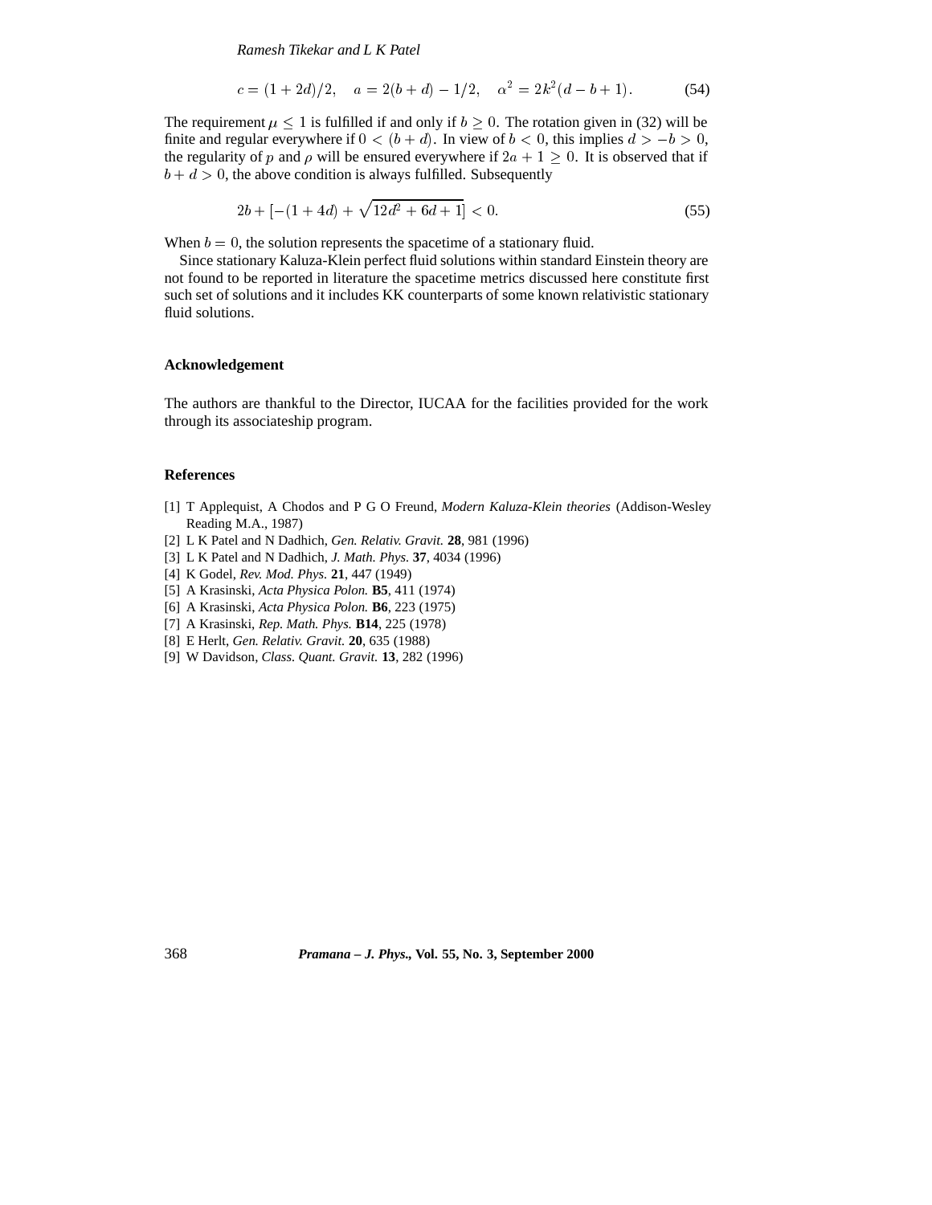$$c = (1 + 2d)/2, \quad a = 2(b + d) - 1/2, \quad \alpha^2 = 2k^2(d - b + 1). \tag{54}$$

The requirement $\mu \leq 1$ is fulfilled if and only if $b \geq 0$. The rotation given in (32) will be finite and regular everywhere if $0 < (b + d)$. In view of $b < 0$, this implies $d > -b > 0$, the regularity of $p$ and $\rho$ will be ensured everywhere if $2a + 1 \geq 0$. It is observed that if $b + d > 0$, the above condition is always fulfilled. Subsequently

$$2b + [-(1 + 4d) + \sqrt{12d^2 + 6d + 1}] < 0. \tag{55}$$

When $b = 0$, the solution represents the spacetime of a stationary fluid.

Since stationary Kaluza-Klein perfect fluid solutions within standard Einstein theory are not found to be reported in literature the spacetime metrics discussed here constitute first such set of solutions and it includes KK counterparts of some known relativistic stationary fluid solutions.

## Acknowledgement

The authors are thankful to the Director, IUCAA for the facilities provided for the work through its associateship program.

## References

[1] T Applequist, A Chodos and P G O Freund, *Modern Kaluza-Klein theories* (Addison-Wesley Reading M.A., 1987)
[2] L K Patel and N Dadhich, *Gen. Relativ. Gravit.* **28**, 981 (1996)
[3] L K Patel and N Dadhich, *J. Math. Phys.* **37**, 4034 (1996)
[4] K Godel, *Rev. Mod. Phys.* **21**, 447 (1949)
[5] A Krasinski, *Acta Physica Polon.* **B5**, 411 (1974)
[6] A Krasinski, *Acta Physica Polon.* **B6**, 223 (1975)
[7] A Krasinski, *Rep. Math. Phys.* **B14**, 225 (1978)
[8] E Herlt, *Gen. Relativ. Gravit.* **20**, 635 (1988)
[9] W Davidson, *Class. Quant. Gravit.* **13**, 282 (1996)